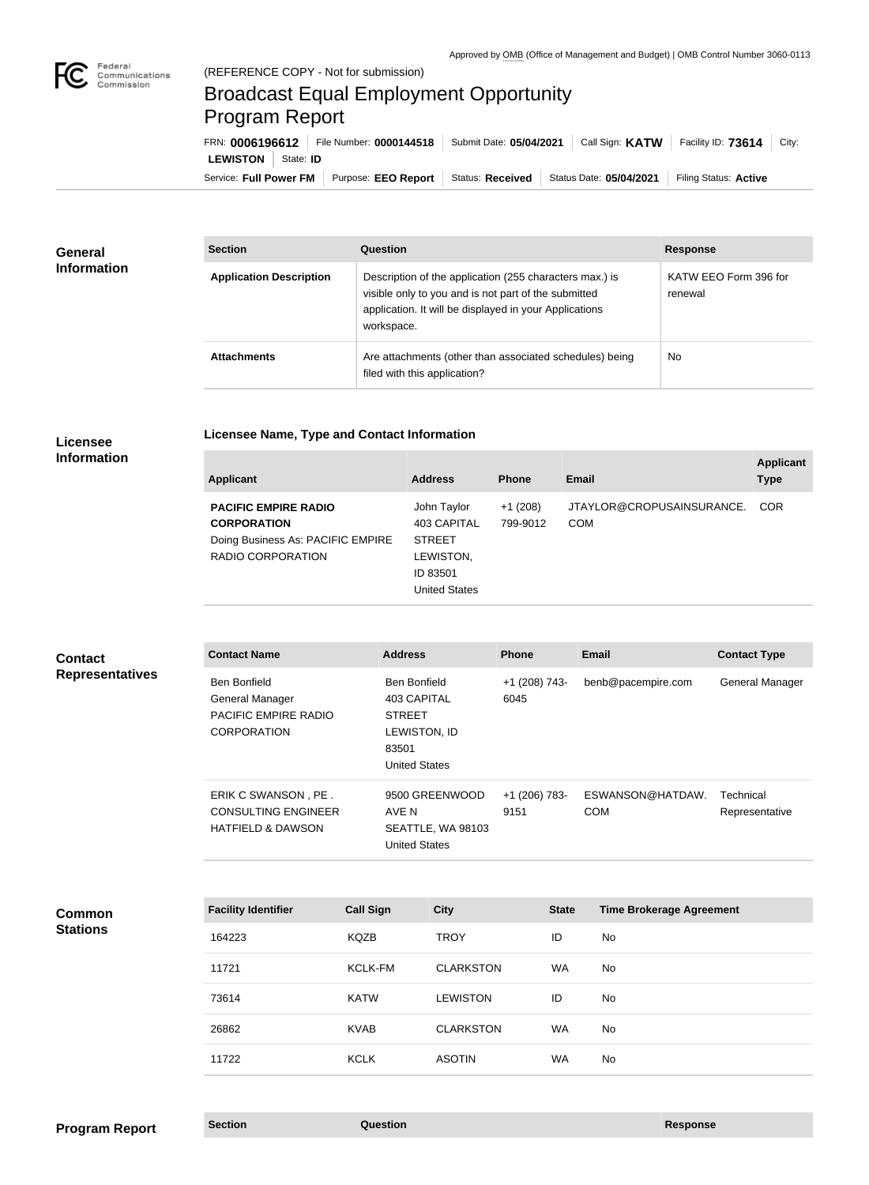Approved by OMB (Office of Management and Budget) | OMB Control Number 3060-0113

(REFERENCE COPY - Not for submission)

# Broadcast Equal Employment Opportunity Program Report

FRN: **0006196612** | File Number: **0000144518** | Submit Date: **05/04/2021** | Call Sign: **KATW** | Facility ID: **73614** | City: **LEWISTON** | State: **ID**

Service: **Full Power FM** | Purpose: **EEO Report** | Status: **Received** | Status Date: **05/04/2021** | Filing Status: **Active**

## General Information

| Section | Question | Response |
| --- | --- | --- |
| **Application Description** | Description of the application (255 characters max.) is visible only to you and is not part of the submitted application. It will be displayed in your Applications workspace. | KATW EEO Form 396 for renewal |
| **Attachments** | Are attachments (other than associated schedules) being filed with this application? | No |

## Licensee Information

**Licensee Name, Type and Contact Information**

| Applicant | Address | Phone | Email | Applicant Type |
| --- | --- | --- | --- | --- |
| **PACIFIC EMPIRE RADIO CORPORATION** Doing Business As: PACIFIC EMPIRE RADIO CORPORATION | John Taylor 403 CAPITAL STREET LEWISTON, ID 83501 United States | +1 (208) 799-9012 | JTAYLOR@CROPUSAINSURANCE.COM | COR |

## Contact Representatives

| Contact Name | Address | Phone | Email | Contact Type |
| --- | --- | --- | --- | --- |
| Ben Bonfield General Manager PACIFIC EMPIRE RADIO CORPORATION | Ben Bonfield 403 CAPITAL STREET LEWISTON, ID 83501 United States | +1 (208) 743-6045 | benb@pacempire.com | General Manager |
| ERIK C SWANSON , PE . CONSULTING ENGINEER HATFIELD & DAWSON | 9500 GREENWOOD AVE N SEATTLE, WA 98103 United States | +1 (206) 783-9151 | ESWANSON@HATDAW.COM | Technical Representative |

## Common Stations

| Facility Identifier | Call Sign | City | State | Time Brokerage Agreement |
| --- | --- | --- | --- | --- |
| 164223 | KQZB | TROY | ID | No |
| 11721 | KCLK-FM | CLARKSTON | WA | No |
| 73614 | KATW | LEWISTON | ID | No |
| 26862 | KVAB | CLARKSTON | WA | No |
| 11722 | KCLK | ASOTIN | WA | No |

## Program Report

| Section | Question | Response |
| --- | --- | --- |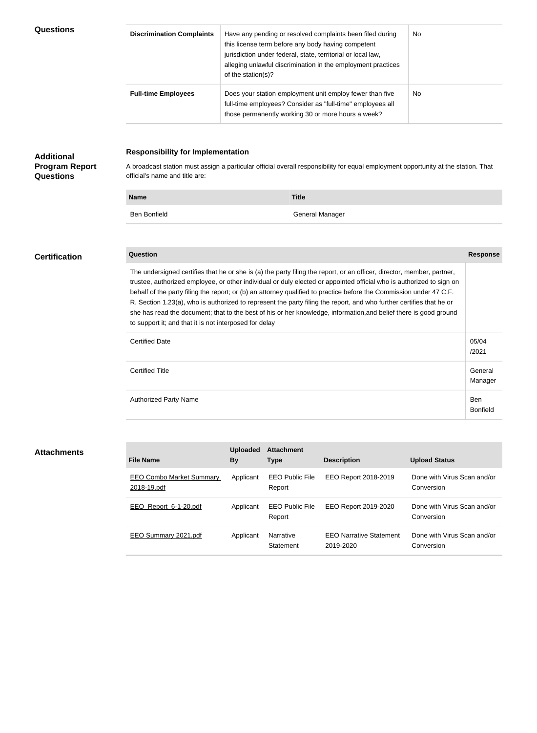## Questions

| | | |
|---|---|---|
| **Discrimination Complaints** | Have any pending or resolved complaints been filed during this license term before any body having competent jurisdiction under federal, state, territorial or local law, alleging unlawful discrimination in the employment practices of the station(s)? | No |
| **Full-time Employees** | Does your station employment unit employ fewer than five full-time employees? Consider as "full-time" employees all those permanently working 30 or more hours a week? | No |

## Additional Program Report Questions

**Responsibility for Implementation**

A broadcast station must assign a particular official overall responsibility for equal employment opportunity at the station. That official's name and title are:

| Name | Title |
|---|---|
| Ben Bonfield | General Manager |

## Certification

| Question | Response |
|---|---|
| The undersigned certifies that he or she is (a) the party filing the report, or an officer, director, member, partner, trustee, authorized employee, or other individual or duly elected or appointed official who is authorized to sign on behalf of the party filing the report; or (b) an attorney qualified to practice before the Commission under 47 C.F. R. Section 1.23(a), who is authorized to represent the party filing the report, and who further certifies that he or she has read the document; that to the best of his or her knowledge, information,and belief there is good ground to support it; and that it is not interposed for delay | |
| Certified Date | 05/04/2021 |
| Certified Title | General Manager |
| Authorized Party Name | Ben Bonfield |

## Attachments

| File Name | Uploaded By | Attachment Type | Description | Upload Status |
|---|---|---|---|---|
| EEO Combo Market Summary 2018-19.pdf | Applicant | EEO Public File Report | EEO Report 2018-2019 | Done with Virus Scan and/or Conversion |
| EEO_Report_6-1-20.pdf | Applicant | EEO Public File Report | EEO Report 2019-2020 | Done with Virus Scan and/or Conversion |
| EEO Summary 2021.pdf | Applicant | Narrative Statement | EEO Narrative Statement 2019-2020 | Done with Virus Scan and/or Conversion |